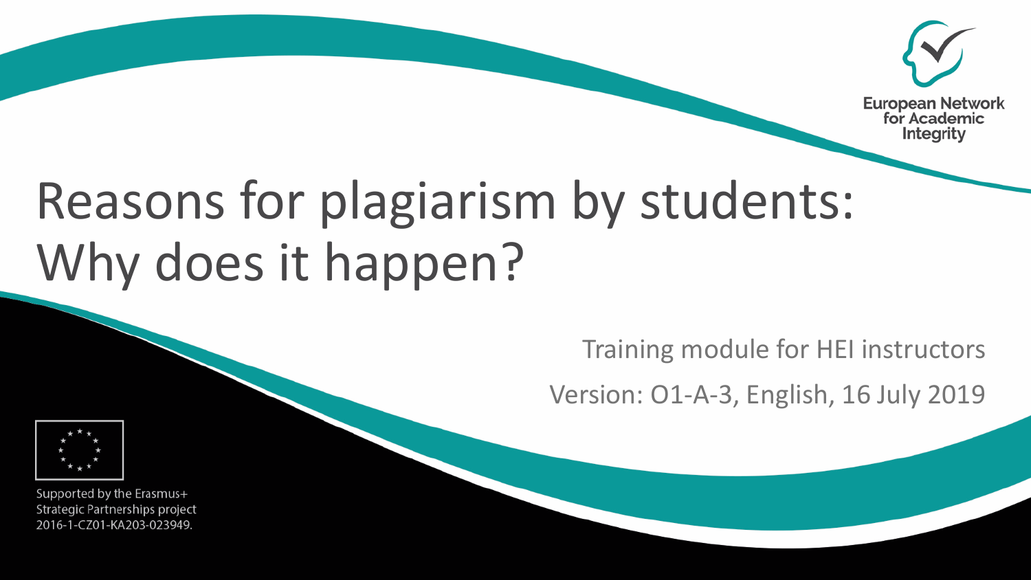European Network for Academic Integrity

# Reasons for plagiarism by students: Why does it happen?

Training module for HEI instructors

Version: O1-A-3, English, 16 July 2019

Supported by the Erasmus+ Strategic Partnerships project 2016-1-CZ01-KA203-023949.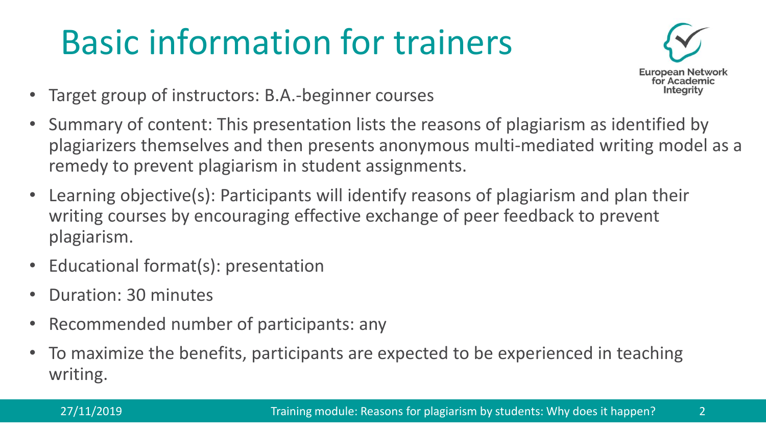# Basic information for trainers

- Target group of instructors: B.A.-beginner courses
- Summary of content: This presentation lists the reasons of plagiarism as identified by plagiarizers themselves and then presents anonymous multi-mediated writing model as a remedy to prevent plagiarism in student assignments.
- Learning objective(s): Participants will identify reasons of plagiarism and plan their writing courses by encouraging effective exchange of peer feedback to prevent plagiarism.
- Educational format(s): presentation
- Duration: 30 minutes
- Recommended number of participants: any
- To maximize the benefits, participants are expected to be experienced in teaching writing.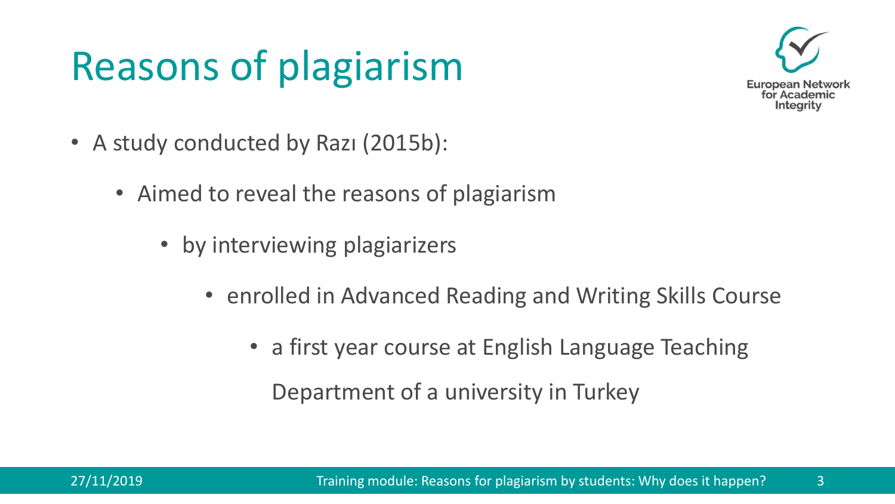# Reasons of plagiarism

- A study conducted by Razı (2015b):
  - Aimed to reveal the reasons of plagiarism
    - by interviewing plagiarizers
      - enrolled in Advanced Reading and Writing Skills Course
        - a first year course at English Language Teaching Department of a university in Turkey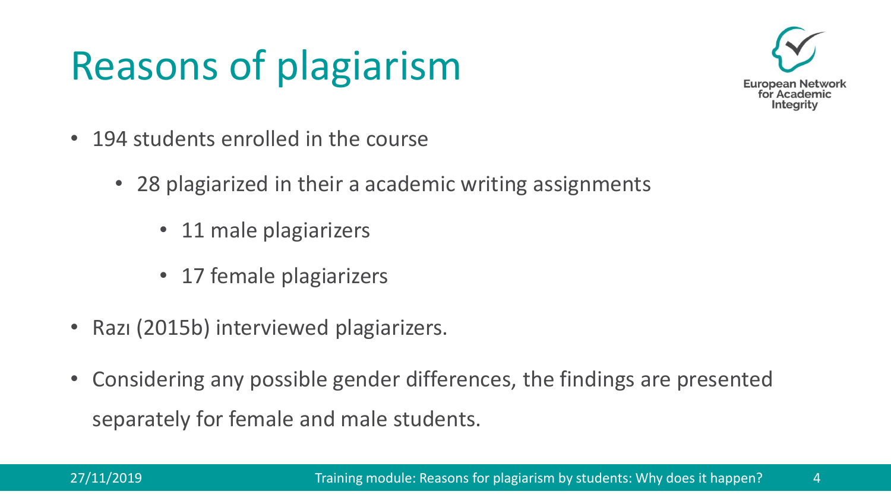# Reasons of plagiarism

- 194 students enrolled in the course
  - 28 plagiarized in their a academic writing assignments
    - 11 male plagiarizers
    - 17 female plagiarizers
- Razı (2015b) interviewed plagiarizers.
- Considering any possible gender differences, the findings are presented separately for female and male students.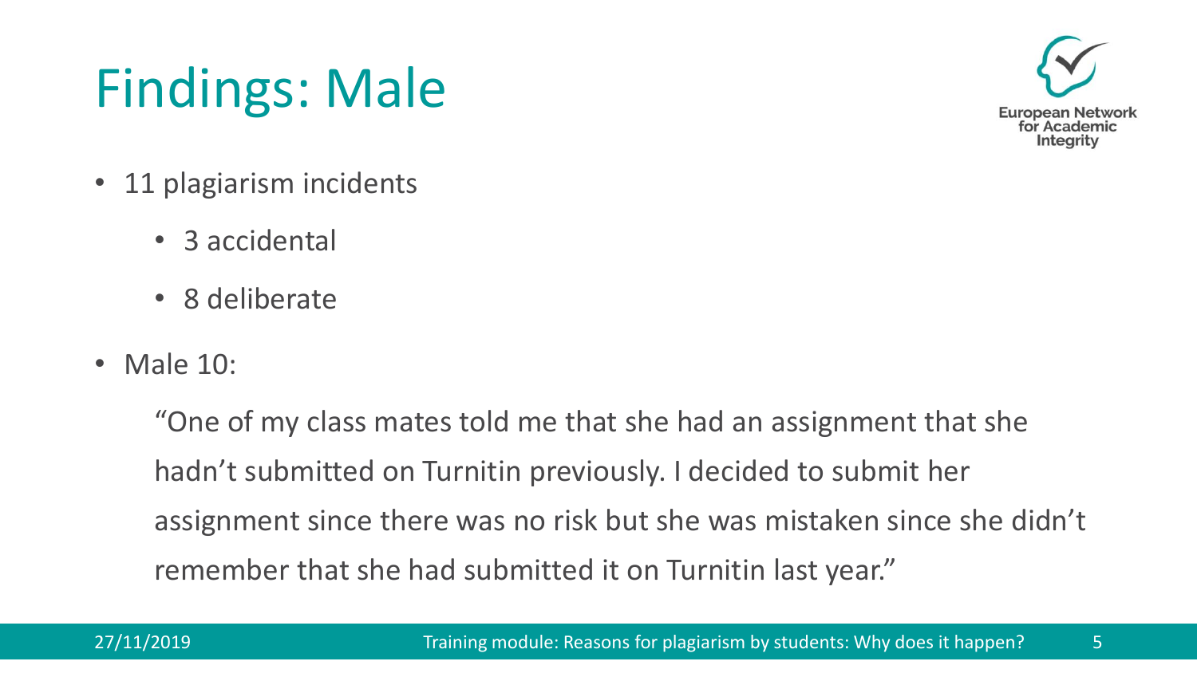# Findings: Male

- 11 plagiarism incidents
  - 3 accidental
  - 8 deliberate
- Male 10:

  "One of my class mates told me that she had an assignment that she hadn't submitted on Turnitin previously. I decided to submit her assignment since there was no risk but she was mistaken since she didn't remember that she had submitted it on Turnitin last year."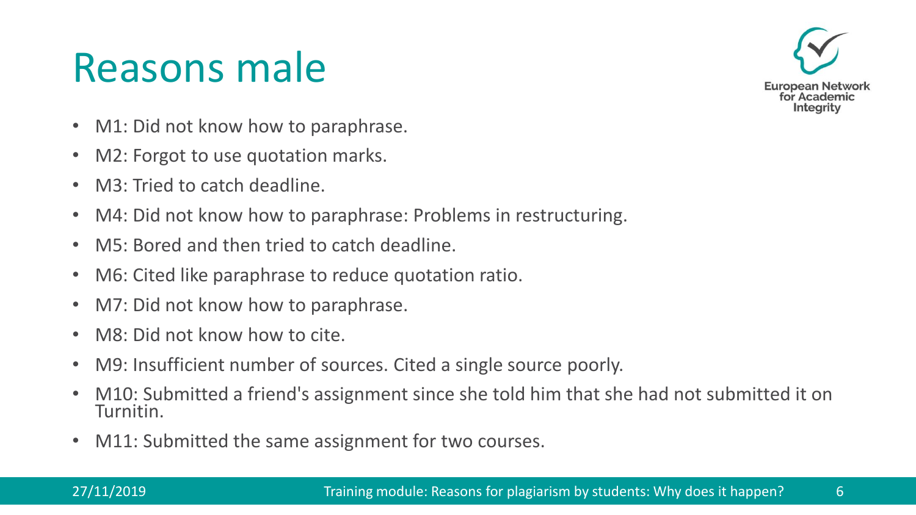# Reasons male

- M1: Did not know how to paraphrase.
- M2: Forgot to use quotation marks.
- M3: Tried to catch deadline.
- M4: Did not know how to paraphrase: Problems in restructuring.
- M5: Bored and then tried to catch deadline.
- M6: Cited like paraphrase to reduce quotation ratio.
- M7: Did not know how to paraphrase.
- M8: Did not know how to cite.
- M9: Insufficient number of sources. Cited a single source poorly.
- M10: Submitted a friend's assignment since she told him that she had not submitted it on Turnitin.
- M11: Submitted the same assignment for two courses.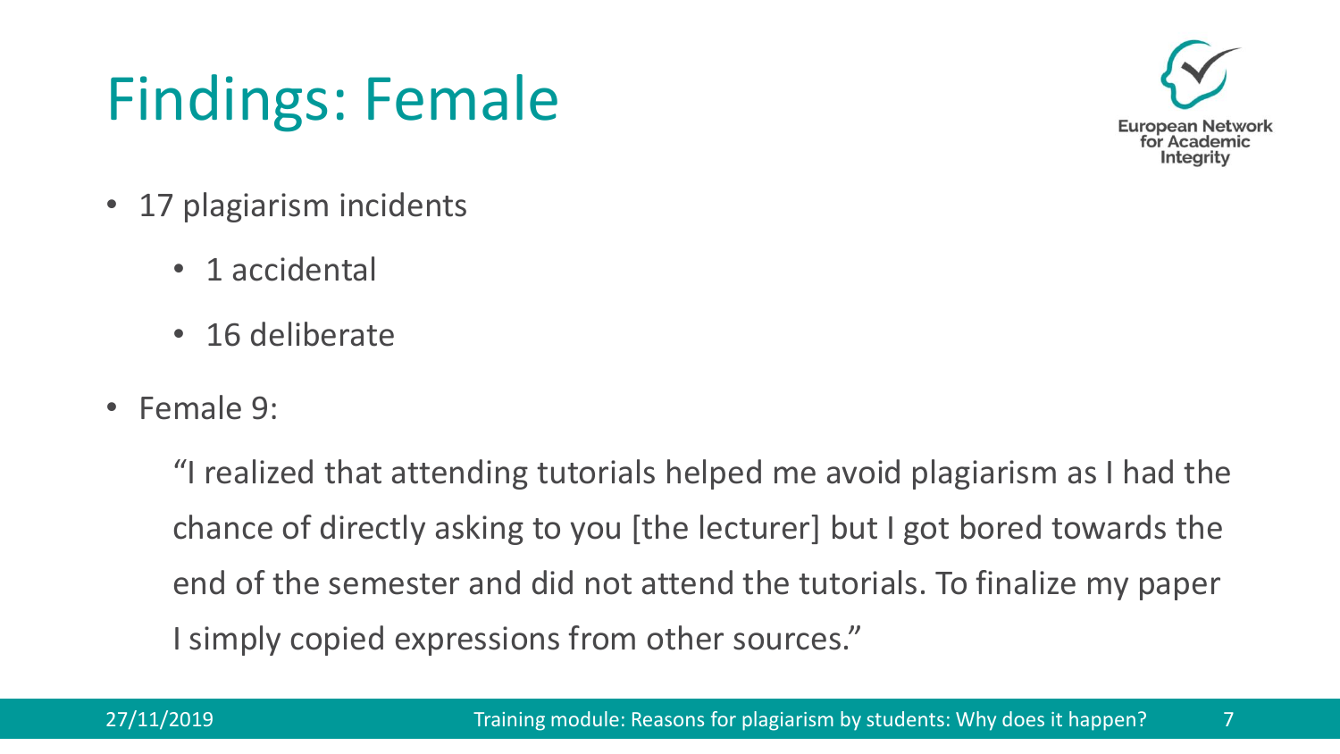# Findings: Female

- 17 plagiarism incidents
  - 1 accidental
  - 16 deliberate
- Female 9:

  "I realized that attending tutorials helped me avoid plagiarism as I had the chance of directly asking to you [the lecturer] but I got bored towards the end of the semester and did not attend the tutorials. To finalize my paper I simply copied expressions from other sources."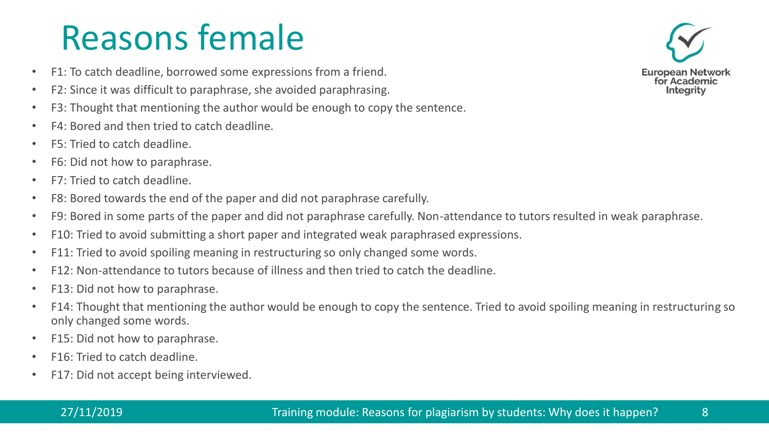# Reasons female

- F1: To catch deadline, borrowed some expressions from a friend.
- F2: Since it was difficult to paraphrase, she avoided paraphrasing.
- F3: Thought that mentioning the author would be enough to copy the sentence.
- F4: Bored and then tried to catch deadline.
- F5: Tried to catch deadline.
- F6: Did not how to paraphrase.
- F7: Tried to catch deadline.
- F8: Bored towards the end of the paper and did not paraphrase carefully.
- F9: Bored in some parts of the paper and did not paraphrase carefully. Non-attendance to tutors resulted in weak paraphrase.
- F10: Tried to avoid submitting a short paper and integrated weak paraphrased expressions.
- F11: Tried to avoid spoiling meaning in restructuring so only changed some words.
- F12: Non-attendance to tutors because of illness and then tried to catch the deadline.
- F13: Did not how to paraphrase.
- F14: Thought that mentioning the author would be enough to copy the sentence. Tried to avoid spoiling meaning in restructuring so only changed some words.
- F15: Did not how to paraphrase.
- F16: Tried to catch deadline.
- F17: Did not accept being interviewed.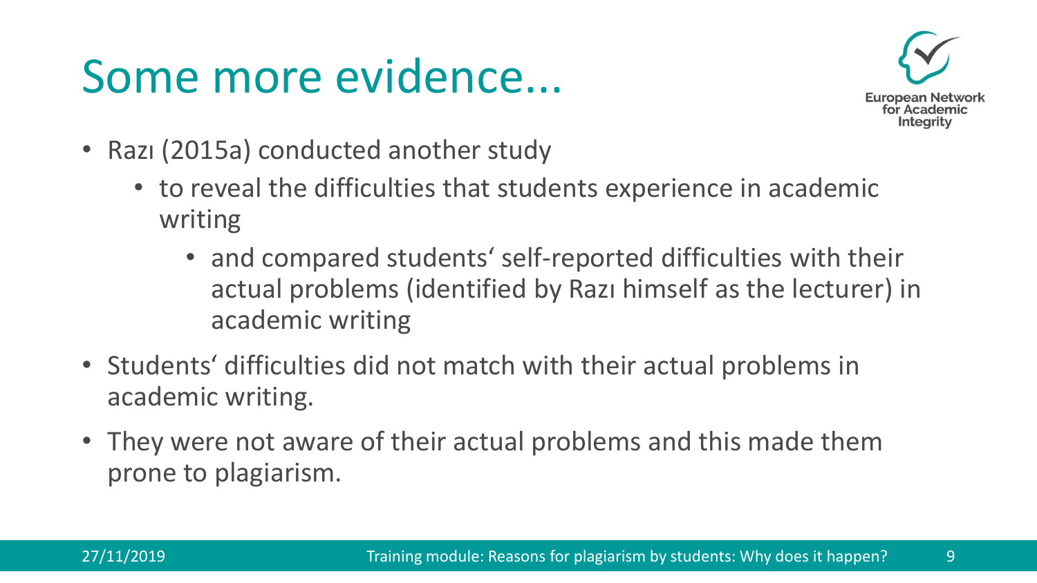# Some more evidence...

- Razı (2015a) conducted another study
  - to reveal the difficulties that students experience in academic writing
    - and compared students‘ self-reported difficulties with their actual problems (identified by Razı himself as the lecturer) in academic writing
- Students‘ difficulties did not match with their actual problems in academic writing.
- They were not aware of their actual problems and this made them prone to plagiarism.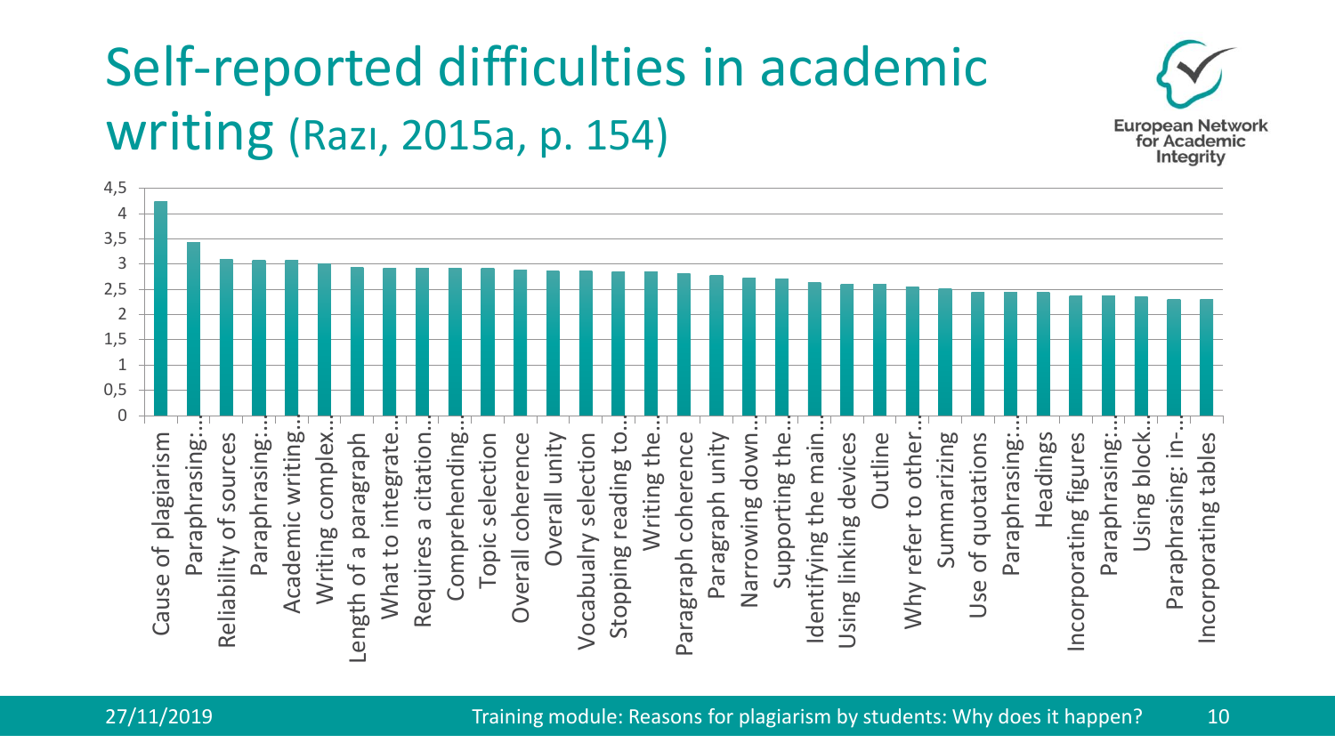# Self-reported difficulties in academic writing (Razı, 2015a, p. 154)

| Difficulty | Value (approx.) |
|---|---|
| Cause of plagiarism | 4.25 |
| Paraphrasing:… | 3.43 |
| Reliability of sources | 3.1 |
| Paraphrasing:… | 3.08 |
| Academic writing… | 3.08 |
| Writing complex… | 3.0 |
| Length of a paragraph | 2.93 |
| What to integrate… | 2.92 |
| Requires a citation… | 2.92 |
| Comprehending… | 2.92 |
| Topic selection | 2.92 |
| Overall coherence | 2.88 |
| Overall unity | 2.87 |
| Vocabualry selection | 2.87 |
| Stopping reading to… | 2.85 |
| Writing the… | 2.85 |
| Paragraph coherence | 2.82 |
| Paragraph unity | 2.78 |
| Narrowing down… | 2.73 |
| Supporting the… | 2.71 |
| Identifying the main… | 2.64 |
| Using linking devices | 2.6 |
| Outline | 2.6 |
| Why refer to other… | 2.55 |
| Summarizing | 2.52 |
| Use of quotations | 2.45 |
| Paraphrasing:… | 2.45 |
| Headings | 2.45 |
| Incorporating figures | 2.38 |
| Paraphrasing:… | 2.38 |
| Using block… | 2.36 |
| Paraphrasing: in-… | 2.3 |
| Incorporating tables | 2.3 |

27/11/2019

Training module: Reasons for plagiarism by students: Why does it happen?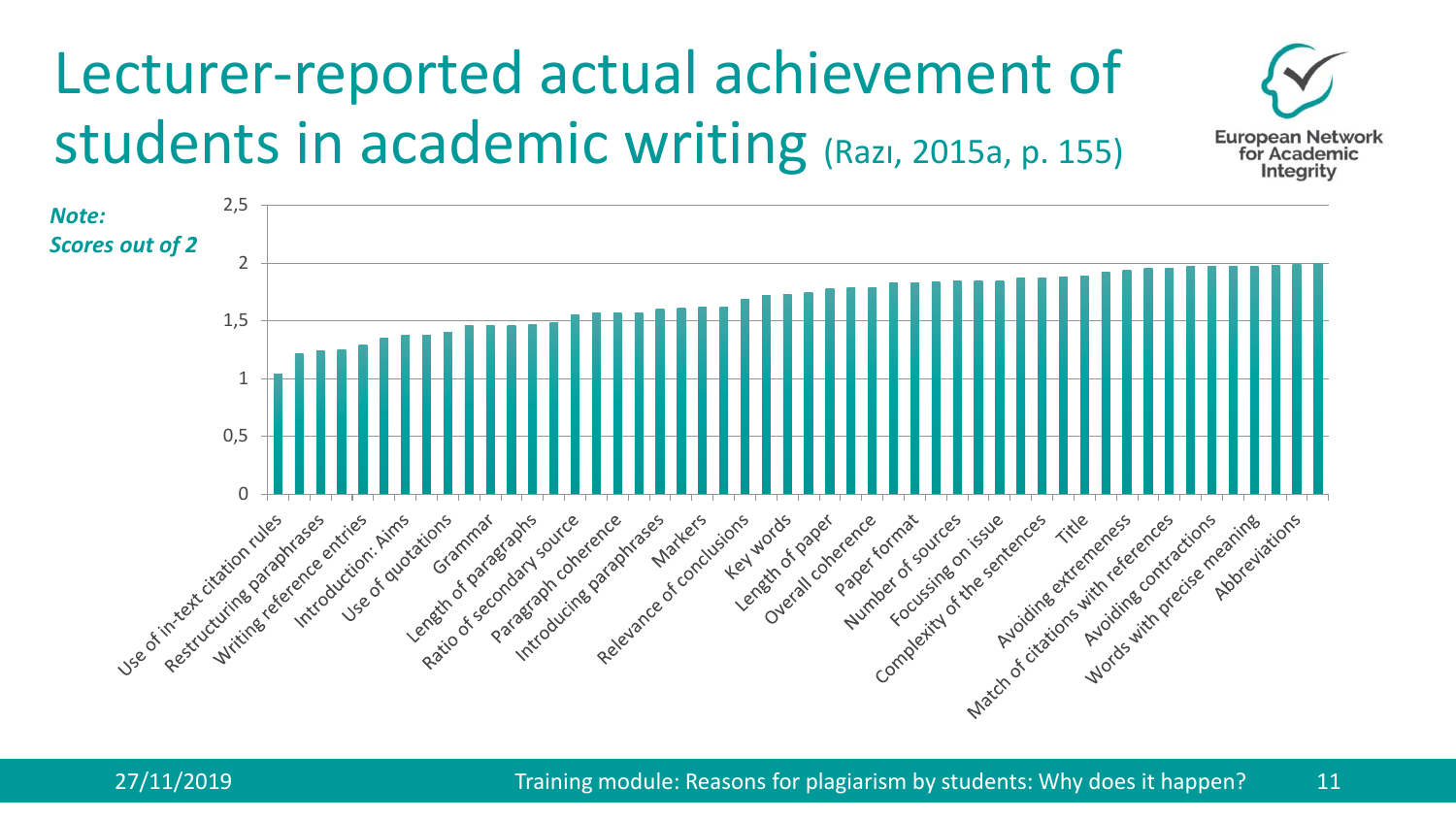# Lecturer-reported actual achievement of students in academic writing (Razı, 2015a, p. 155)

***Note: Scores out of 2***

Y-axis: 0, 0,5, 1, 1,5, 2, 2,5

X-axis categories (in increasing order of score):

- Use of in-text citation rules
- Restructuring paraphrases
- Writing reference entries
- Introduction: Aims
- Use of quotations
- Grammar
- Length of paragraphs
- Ratio of secondary source
- Paragraph coherence
- Introducing paraphrases
- Markers
- Relevance of conclusions
- Key words
- Length of paper
- Overall coherence
- Paper format
- Number of sources
- Focussing on issue
- Complexity of the sentences
- Title
- Avoiding extremeness
- Match of citations with references
- Avoiding contractions
- Words with precise meaning
- Abbreviations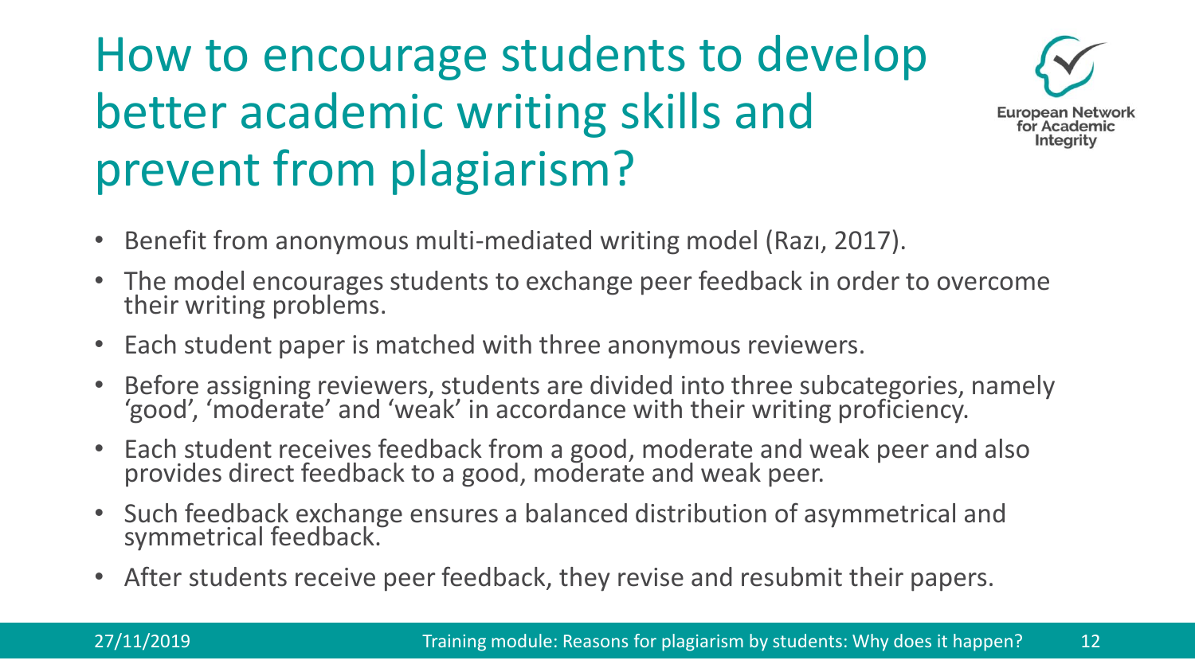# How to encourage students to develop better academic writing skills and prevent from plagiarism?

- Benefit from anonymous multi-mediated writing model (Razı, 2017).
- The model encourages students to exchange peer feedback in order to overcome their writing problems.
- Each student paper is matched with three anonymous reviewers.
- Before assigning reviewers, students are divided into three subcategories, namely 'good', 'moderate' and 'weak' in accordance with their writing proficiency.
- Each student receives feedback from a good, moderate and weak peer and also provides direct feedback to a good, moderate and weak peer.
- Such feedback exchange ensures a balanced distribution of asymmetrical and symmetrical feedback.
- After students receive peer feedback, they revise and resubmit their papers.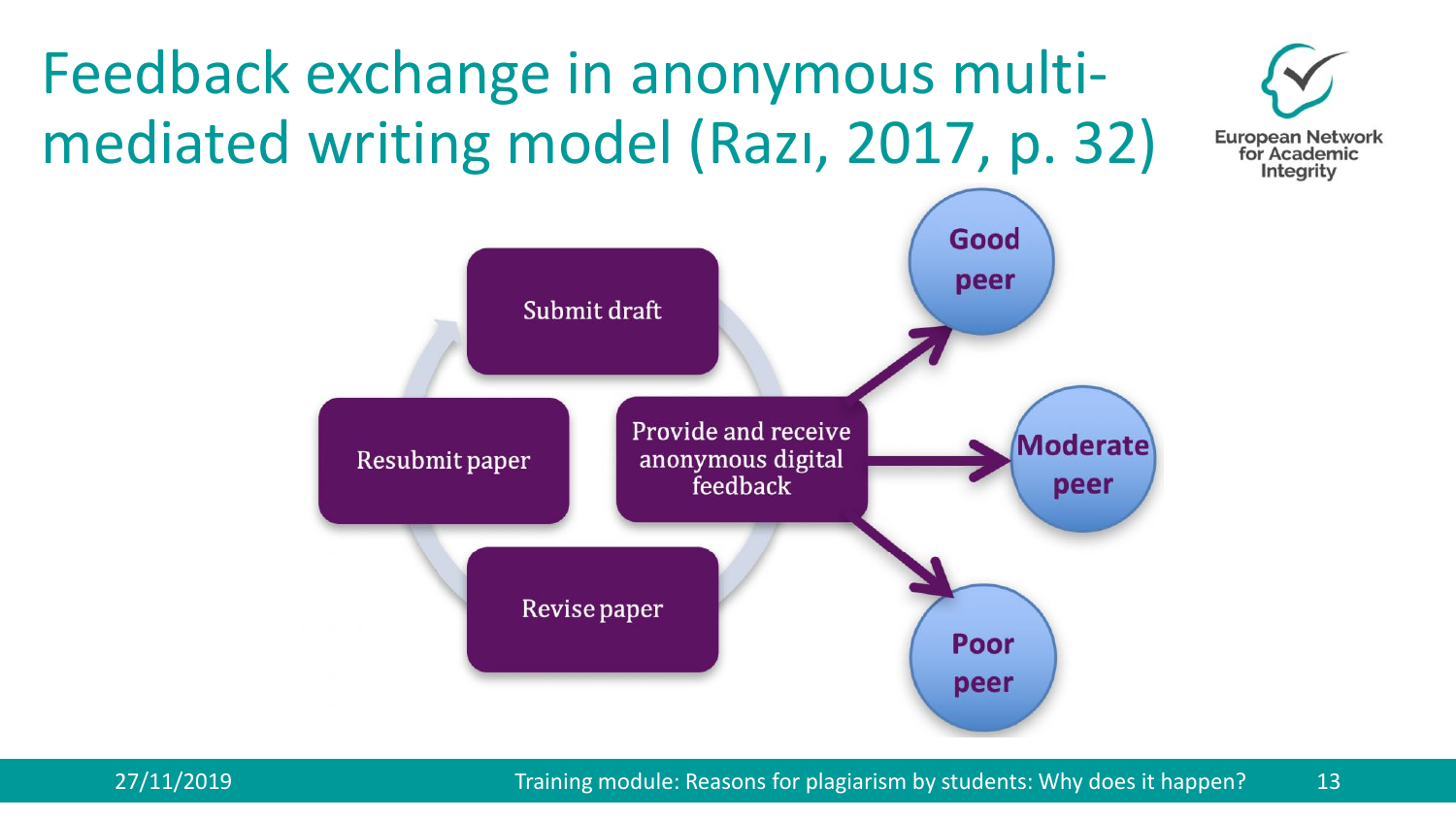# Feedback exchange in anonymous multi-mediated writing model (Razı, 2017, p. 32)

Submit draft

Provide and receive anonymous digital feedback

Revise paper

Resubmit paper

Good peer

Moderate peer

Poor peer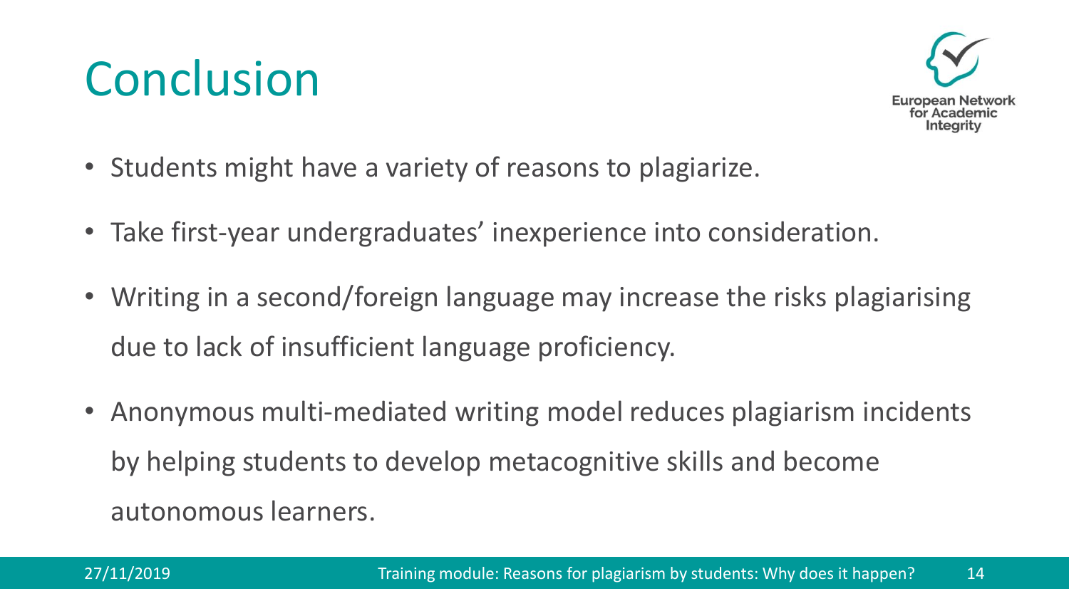# Conclusion

- Students might have a variety of reasons to plagiarize.
- Take first-year undergraduates' inexperience into consideration.
- Writing in a second/foreign language may increase the risks plagiarising due to lack of insufficient language proficiency.
- Anonymous multi-mediated writing model reduces plagiarism incidents by helping students to develop metacognitive skills and become autonomous learners.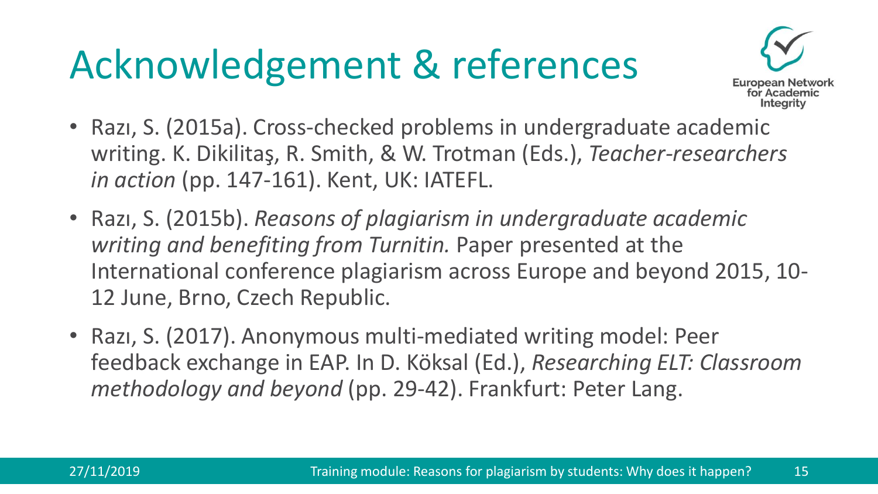# Acknowledgement & references

- Razı, S. (2015a). Cross-checked problems in undergraduate academic writing. K. Dikilitaş, R. Smith, & W. Trotman (Eds.), *Teacher-researchers in action* (pp. 147-161). Kent, UK: IATEFL.
- Razı, S. (2015b). *Reasons of plagiarism in undergraduate academic writing and benefiting from Turnitin.* Paper presented at the International conference plagiarism across Europe and beyond 2015, 10-12 June, Brno, Czech Republic.
- Razı, S. (2017). Anonymous multi-mediated writing model: Peer feedback exchange in EAP. In D. Köksal (Ed.), *Researching ELT: Classroom methodology and beyond* (pp. 29-42). Frankfurt: Peter Lang.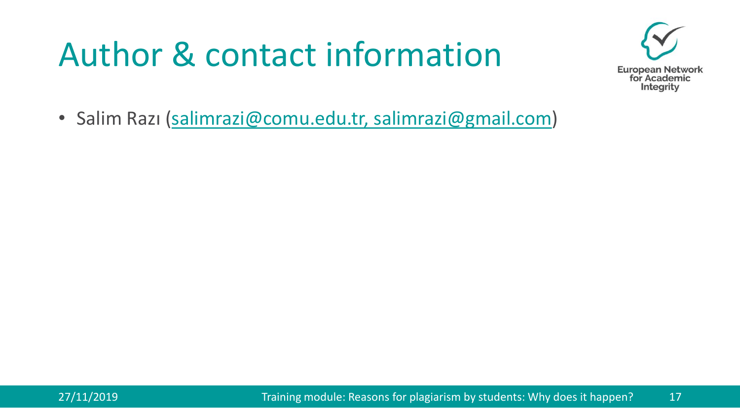# Author & contact information

- Salim Razı (salimrazi@comu.edu.tr, salimrazi@gmail.com)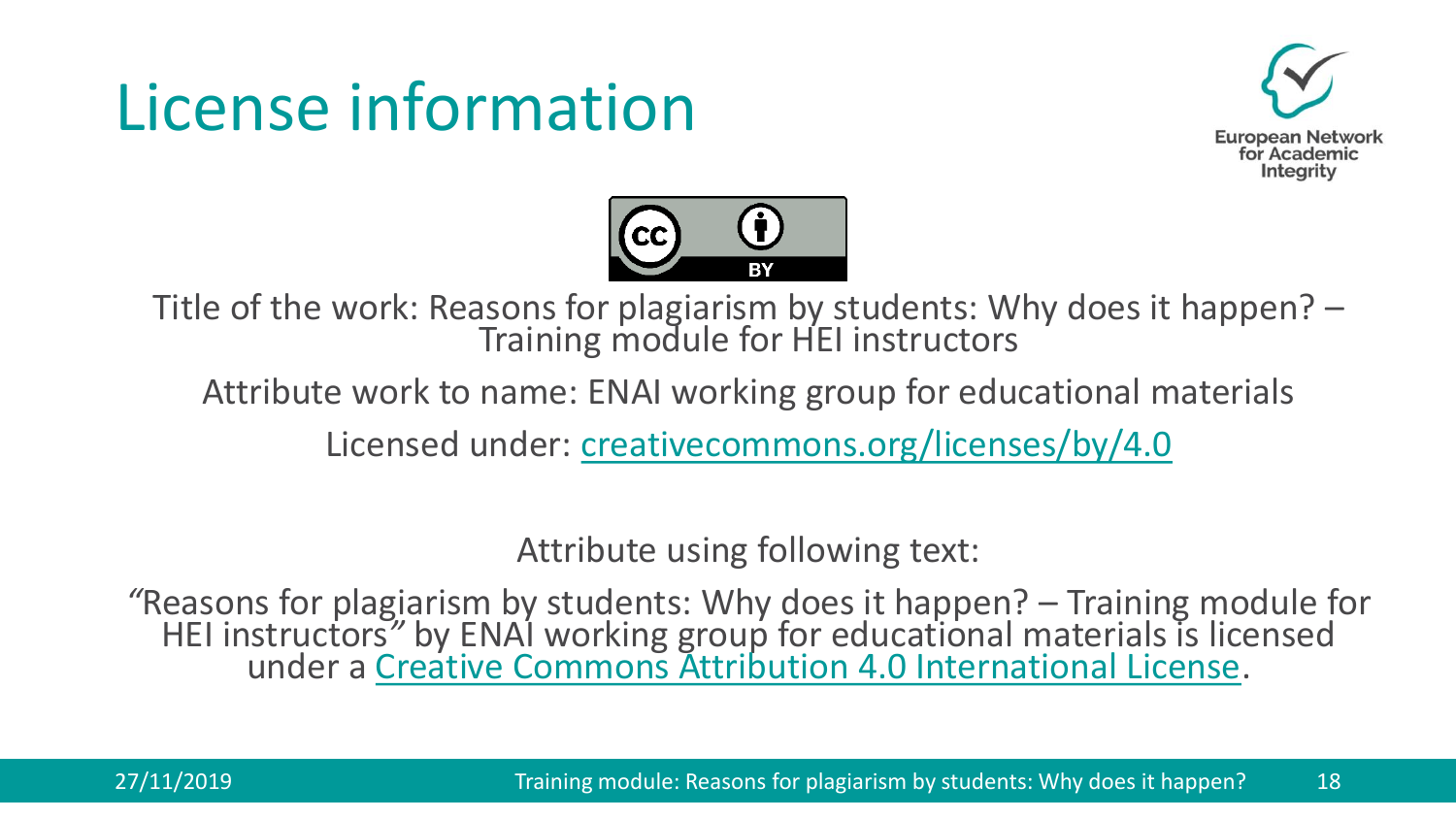# License information

European Network for Academic Integrity

Title of the work: Reasons for plagiarism by students: Why does it happen? – Training module for HEI instructors

Attribute work to name: ENAI working group for educational materials

Licensed under: [creativecommons.org/licenses/by/4.0](https://creativecommons.org/licenses/by/4.0)

Attribute using following text:

"Reasons for plagiarism by students: Why does it happen? – Training module for HEI instructors" by ENAI working group for educational materials is licensed under a [Creative Commons Attribution 4.0 International License](https://creativecommons.org/licenses/by/4.0).